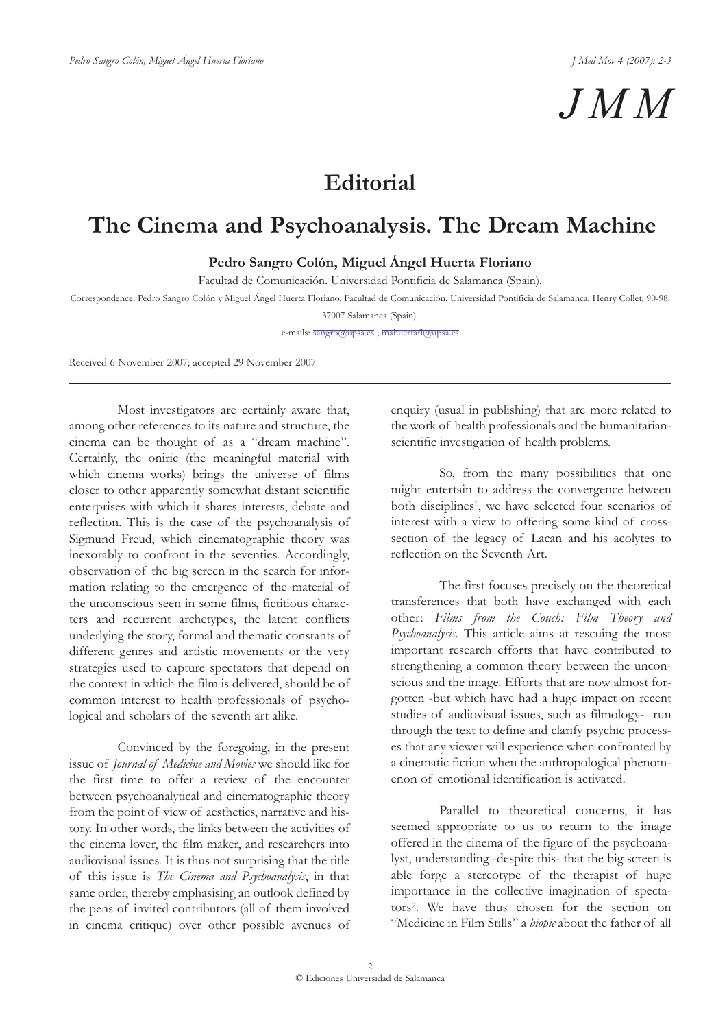# Editorial

# The Cinema and Psychoanalysis. The Dream Machine

**Pedro Sangro Colón, Miguel Ángel Huerta Floriano**

Facultad de Comunicación. Universidad Pontificia de Salamanca (Spain).

Correspondence: Pedro Sangro Colón y Miguel Ángel Huerta Floriano. Facultad de Comunicación. Universidad Pontificia de Salamanca. Henry Collet, 90-98. 37007 Salamanca (Spain).

e-mails: sangro@upsa.es ; mahuertafl@upsa.es

Received 6 November 2007; accepted 29 November 2007

---

Most investigators are certainly aware that, among other references to its nature and structure, the cinema can be thought of as a "dream machine". Certainly, the oniric (the meaningful material with which cinema works) brings the universe of films closer to other apparently somewhat distant scientific enterprises with which it shares interests, debate and reflection. This is the case of the psychoanalysis of Sigmund Freud, which cinematographic theory was inexorably to confront in the seventies. Accordingly, observation of the big screen in the search for information relating to the emergence of the material of the unconscious seen in some films, fictitious characters and recurrent archetypes, the latent conflicts underlying the story, formal and thematic constants of different genres and artistic movements or the very strategies used to capture spectators that depend on the context in which the film is delivered, should be of common interest to health professionals of psychological and scholars of the seventh art alike.

Convinced by the foregoing, in the present issue of *Journal of Medicine and Movies* we should like for the first time to offer a review of the encounter between psychoanalytical and cinematographic theory from the point of view of aesthetics, narrative and history. In other words, the links between the activities of the cinema lover, the film maker, and researchers into audiovisual issues. It is thus not surprising that the title of this issue is *The Cinema and Psychoanalysis*, in that same order, thereby emphasising an outlook defined by the pens of invited contributors (all of them involved in cinema critique) over other possible avenues of enquiry (usual in publishing) that are more related to the work of health professionals and the humanitarian-scientific investigation of health problems.

So, from the many possibilities that one might entertain to address the convergence between both disciplines[1], we have selected four scenarios of interest with a view to offering some kind of cross-section of the legacy of Lacan and his acolytes to reflection on the Seventh Art.

The first focuses precisely on the theoretical transferences that both have exchanged with each other: *Films from the Couch: Film Theory and Psychoanalysis*. This article aims at rescuing the most important research efforts that have contributed to strengthening a common theory between the unconscious and the image. Efforts that are now almost forgotten -but which have had a huge impact on recent studies of audiovisual issues, such as filmology- run through the text to define and clarify psychic processes that any viewer will experience when confronted by a cinematic fiction when the anthropological phenomenon of emotional identification is activated.

Parallel to theoretical concerns, it has seemed appropriate to us to return to the image offered in the cinema of the figure of the psychoanalyst, understanding -despite this- that the big screen is able forge a stereotype of the therapist of huge importance in the collective imagination of spectators[2]. We have thus chosen for the section on "Medicine in Film Stills" a *biopic* about the father of all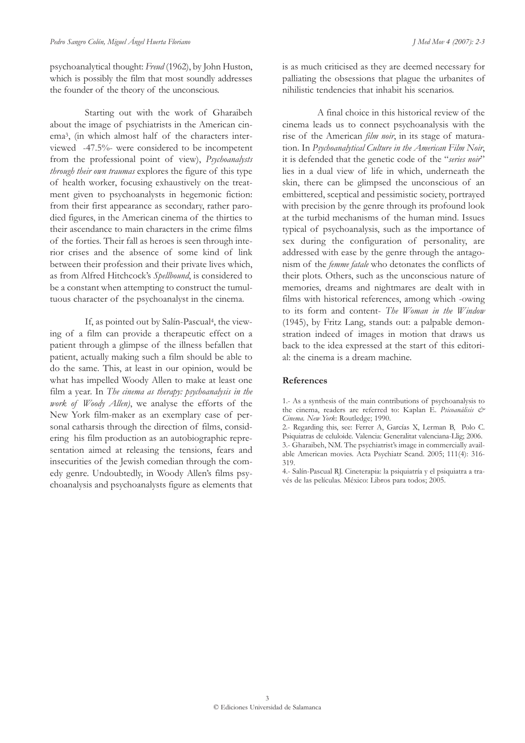psychoanalytical thought: *Freud* (1962), by John Huston, which is possibly the film that most soundly addresses the founder of the theory of the unconscious.

Starting out with the work of Gharaibeh about the image of psychiatrists in the American cinema[3], (in which almost half of the characters interviewed -47.5%- were considered to be incompetent from the professional point of view), *Psychoanalysts through their own traumas* explores the figure of this type of health worker, focusing exhaustively on the treatment given to psychoanalysts in hegemonic fiction: from their first appearance as secondary, rather parodied figures, in the American cinema of the thirties to their ascendance to main characters in the crime films of the forties. Their fall as heroes is seen through interior crises and the absence of some kind of link between their profession and their private lives which, as from Alfred Hitchcock's *Spellbound*, is considered to be a constant when attempting to construct the tumultuous character of the psychoanalyst in the cinema.

If, as pointed out by Salín-Pascual[4], the viewing of a film can provide a therapeutic effect on a patient through a glimpse of the illness befallen that patient, actually making such a film should be able to do the same. This, at least in our opinion, would be what has impelled Woody Allen to make at least one film a year. In *The cinema as therapy: psychoanalysis in the work of Woody Allen)*, we analyse the efforts of the New York film-maker as an exemplary case of personal catharsis through the direction of films, considering his film production as an autobiographic representation aimed at releasing the tensions, fears and insecurities of the Jewish comedian through the comedy genre. Undoubtedly, in Woody Allen's films psychoanalysis and psychoanalysts figure as elements that is as much criticised as they are deemed necessary for palliating the obsessions that plague the urbanites of nihilistic tendencies that inhabit his scenarios.

A final choice in this historical review of the cinema leads us to connect psychoanalysis with the rise of the American *film noir*, in its stage of maturation. In *Psychoanalytical Culture in the American Film Noir*, it is defended that the genetic code of the "*series noir*" lies in a dual view of life in which, underneath the skin, there can be glimpsed the unconscious of an embittered, sceptical and pessimistic society, portrayed with precision by the genre through its profound look at the turbid mechanisms of the human mind. Issues typical of psychoanalysis, such as the importance of sex during the configuration of personality, are addressed with ease by the genre through the antagonism of the *femme fatale* who detonates the conflicts of their plots. Others, such as the unconscious nature of memories, dreams and nightmares are dealt with in films with historical references, among which -owing to its form and content- *The Woman in the Window* (1945), by Fritz Lang, stands out: a palpable demonstration indeed of images in motion that draws us back to the idea expressed at the start of this editorial: the cinema is a dream machine.

## References

1.- As a synthesis of the main contributions of psychoanalysis to the cinema, readers are referred to: Kaplan E. *Psicoanálisis & Cinema*. *New York*: Routledge; 1990.

2.- Regarding this, see: Ferrer A, Garcías X, Lerman B, Polo C. Psiquiatras de celuloide. Valencia: Generalitat valenciana-Llig; 2006.

3.- Gharaibeh, NM. The psychiatrist's image in commercially available American movies. Acta Psychiatr Scand. 2005; 111(4): 316-319.

4.- Salín-Pascual RJ. Cineterapia: la psiquiatría y el psiquiatra a través de las películas. México: Libros para todos; 2005.

© Ediciones Universidad de Salamanca